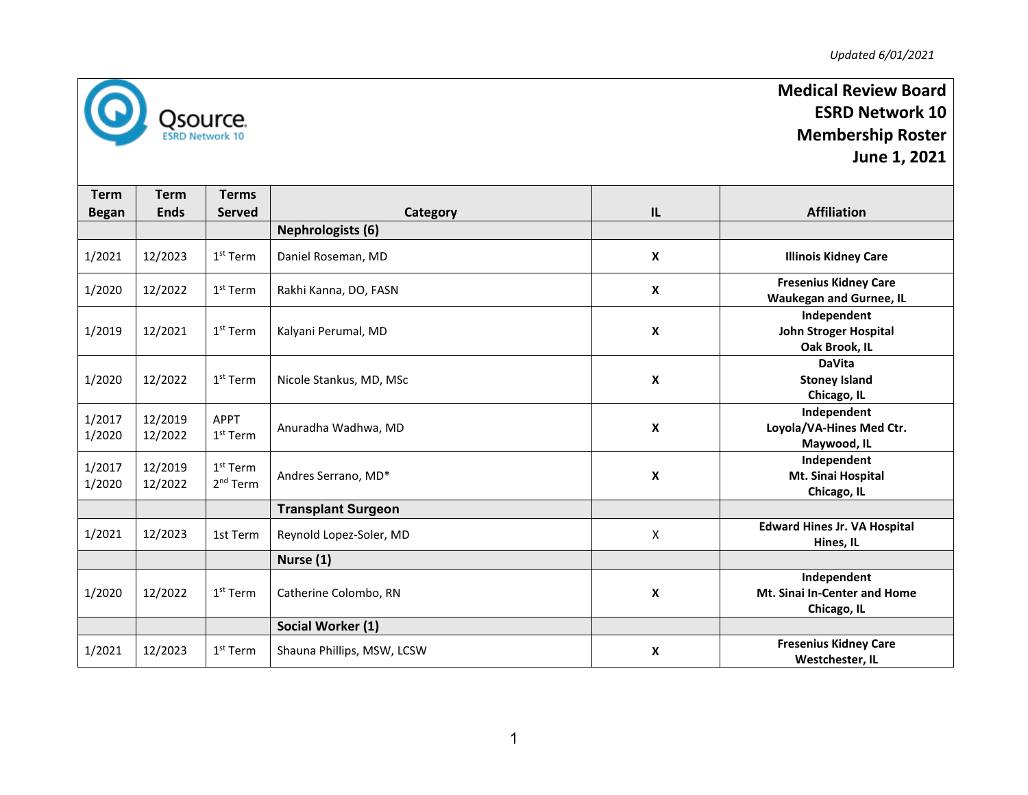Updated 6/01/2021

Qsource ESRD Network 10

# Medical Review Board
## ESRD Network 10
## Membership Roster
## June 1, 2021

| Term Began | Term Ends | Terms Served | Category | IL | Affiliation |
|---|---|---|---|---|---|
| | | | **Nephrologists (6)** | | |
| 1/2021 | 12/2023 | 1st Term | Daniel Roseman, MD | **X** | **Illinois Kidney Care** |
| 1/2020 | 12/2022 | 1st Term | Rakhi Kanna, DO, FASN | **X** | **Fresenius Kidney Care Waukegan and Gurnee, IL** |
| 1/2019 | 12/2021 | 1st Term | Kalyani Perumal, MD | **X** | **Independent John Stroger Hospital Oak Brook, IL** |
| 1/2020 | 12/2022 | 1st Term | Nicole Stankus, MD, MSc | **X** | **DaVita Stoney Island Chicago, IL** |
| 1/2017 1/2020 | 12/2019 12/2022 | APPT 1st Term | Anuradha Wadhwa, MD | **X** | **Independent Loyola/VA-Hines Med Ctr. Maywood, IL** |
| 1/2017 1/2020 | 12/2019 12/2022 | 1st Term 2nd Term | Andres Serrano, MD* | **X** | **Independent Mt. Sinai Hospital Chicago, IL** |
| | | | **Transplant Surgeon** | | |
| 1/2021 | 12/2023 | 1st Term | Reynold Lopez-Soler, MD | X | **Edward Hines Jr. VA Hospital Hines, IL** |
| | | | **Nurse (1)** | | |
| 1/2020 | 12/2022 | 1st Term | Catherine Colombo, RN | **X** | **Independent Mt. Sinai In-Center and Home Chicago, IL** |
| | | | **Social Worker (1)** | | |
| 1/2021 | 12/2023 | 1st Term | Shauna Phillips, MSW, LCSW | **X** | **Fresenius Kidney Care Westchester, IL** |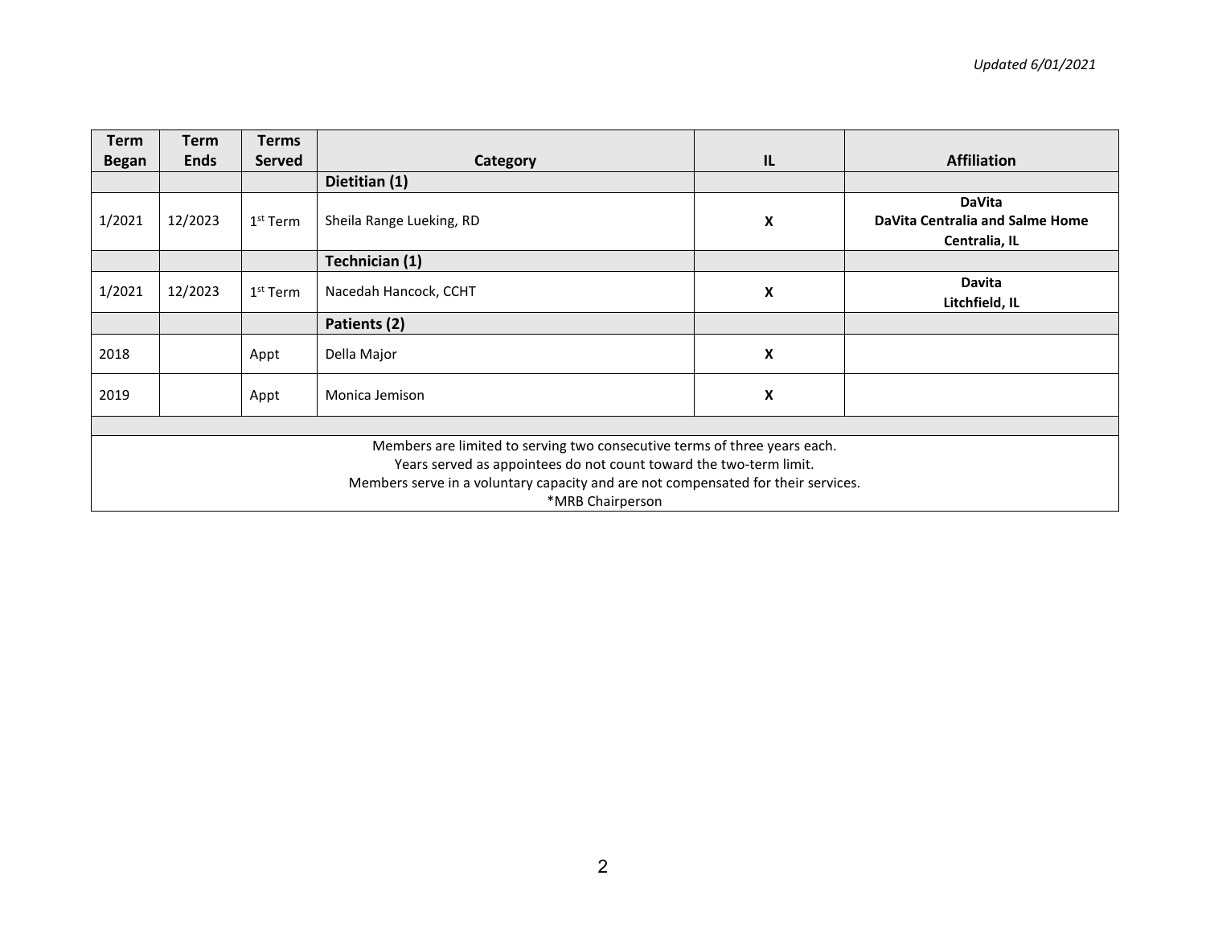*Updated 6/01/2021*

| Term Began | Term Ends | Terms Served | Category | IL | Affiliation |
|---|---|---|---|---|---|
| | | | **Dietitian (1)** | | |
| 1/2021 | 12/2023 | 1st Term | Sheila Range Lueking, RD | **X** | **DaVita**<br>**DaVita Centralia and Salme Home**<br>**Centralia, IL** |
| | | | **Technician (1)** | | |
| 1/2021 | 12/2023 | 1st Term | Nacedah Hancock, CCHT | **X** | **Davita**<br>**Litchfield, IL** |
| | | | **Patients (2)** | | |
| 2018 | | Appt | Della Major | **X** | |
| 2019 | | Appt | Monica Jemison | **X** | |

Members are limited to serving two consecutive terms of three years each.
Years served as appointees do not count toward the two-term limit.
Members serve in a voluntary capacity and are not compensated for their services.
*MRB Chairperson